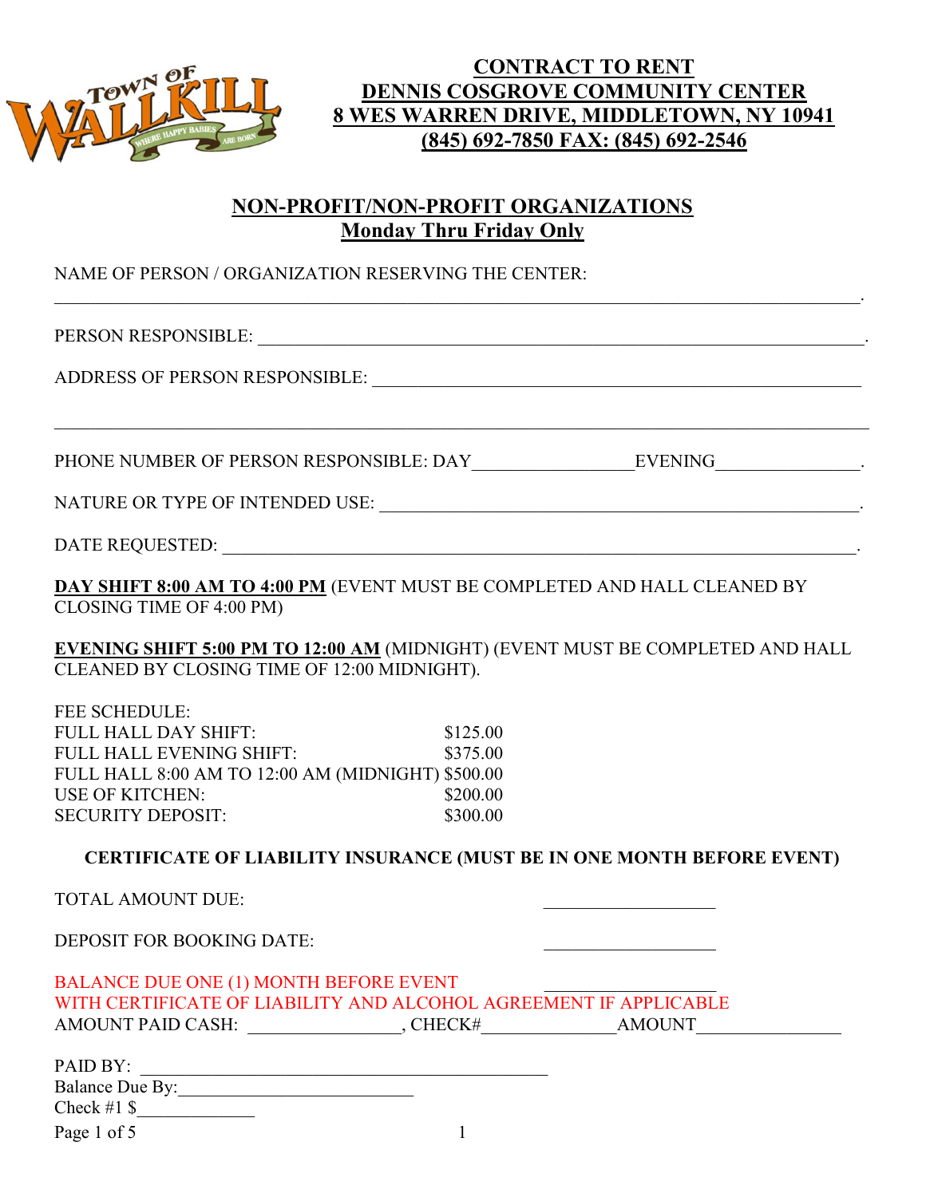# CONTRACT TO RENT
# DENNIS COSGROVE COMMUNITY CENTER
# 8 WES WARREN DRIVE, MIDDLETOWN, NY 10941
# (845) 692-7850 FAX: (845) 692-2546

## NON-PROFIT/NON-PROFIT ORGANIZATIONS
## Monday Thru Friday Only

NAME OF PERSON / ORGANIZATION RESERVING THE CENTER:

______________________________________________________________________________.

PERSON RESPONSIBLE: ___________________________________________________________.

ADDRESS OF PERSON RESPONSIBLE: ________________________________________________

______________________________________________________________________________

PHONE NUMBER OF PERSON RESPONSIBLE: DAY_______________EVENING______________.

NATURE OR TYPE OF INTENDED USE: _______________________________________________.

DATE REQUESTED: _______________________________________________________________.

**DAY SHIFT 8:00 AM TO 4:00 PM** (EVENT MUST BE COMPLETED AND HALL CLEANED BY CLOSING TIME OF 4:00 PM)

**EVENING SHIFT 5:00 PM TO 12:00 AM** (MIDNIGHT) (EVENT MUST BE COMPLETED AND HALL CLEANED BY CLOSING TIME OF 12:00 MIDNIGHT).

FEE SCHEDULE:

| | |
|---|---|
| FULL HALL DAY SHIFT: | $125.00 |
| FULL HALL EVENING SHIFT: | $375.00 |
| FULL HALL 8:00 AM TO 12:00 AM (MIDNIGHT) | $500.00 |
| USE OF KITCHEN: | $200.00 |
| SECURITY DEPOSIT: | $300.00 |

**CERTIFICATE OF LIABILITY INSURANCE (MUST BE IN ONE MONTH BEFORE EVENT)**

TOTAL AMOUNT DUE: ________________

DEPOSIT FOR BOOKING DATE: ________________

BALANCE DUE ONE (1) MONTH BEFORE EVENT ________________
WITH CERTIFICATE OF LIABILITY AND ALCOHOL AGREEMENT IF APPLICABLE

AMOUNT PAID CASH: ______________, CHECK#_____________AMOUNT______________

PAID BY: ________________________________________

Balance Due By:_______________________

Check #1 $___________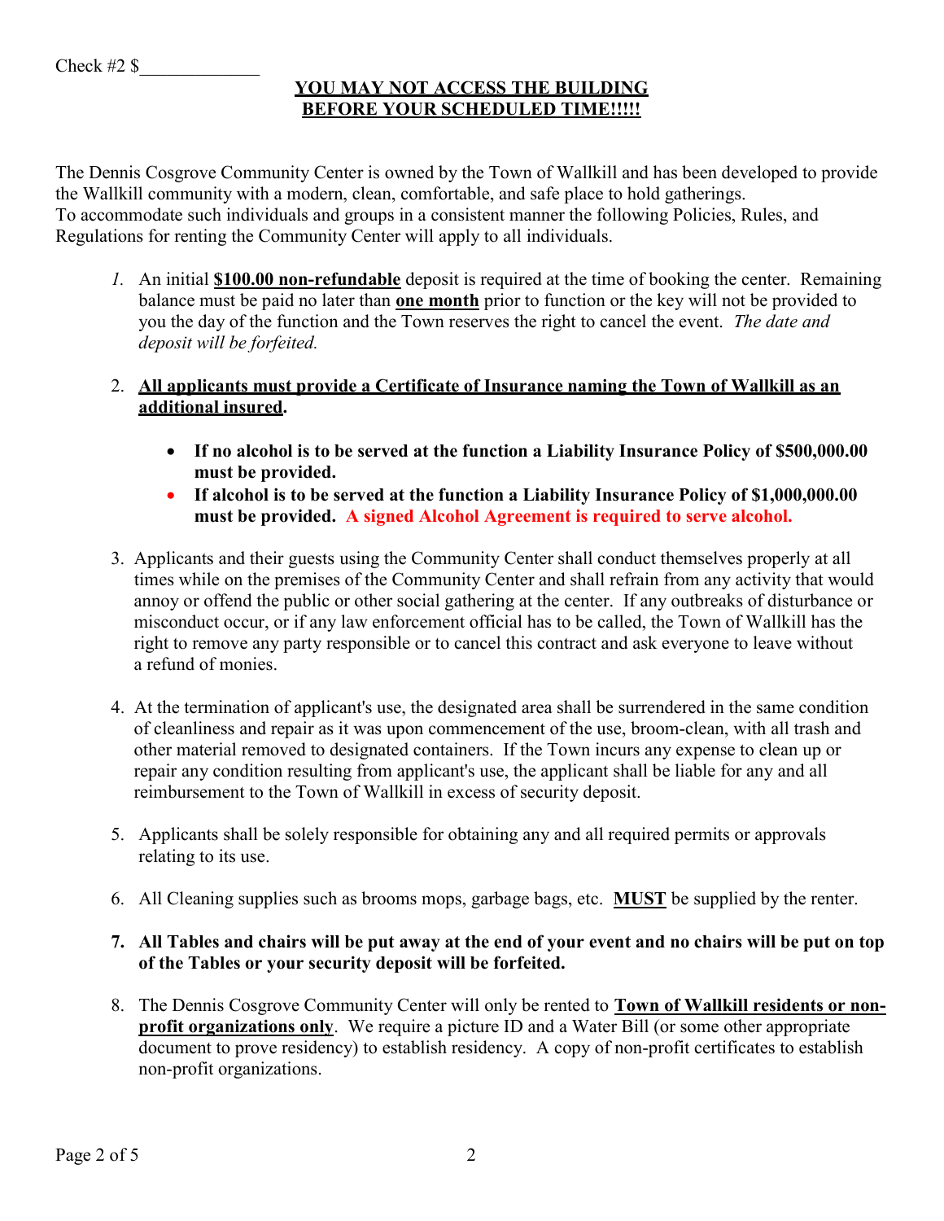Check #2 $_____________

**YOU MAY NOT ACCESS THE BUILDING BEFORE YOUR SCHEDULED TIME!!!!!**

The Dennis Cosgrove Community Center is owned by the Town of Wallkill and has been developed to provide the Wallkill community with a modern, clean, comfortable, and safe place to hold gatherings.
To accommodate such individuals and groups in a consistent manner the following Policies, Rules, and Regulations for renting the Community Center will apply to all individuals.

1. An initial **$100.00 non-refundable** deposit is required at the time of booking the center. Remaining balance must be paid no later than **one month** prior to function or the key will not be provided to you the day of the function and the Town reserves the right to cancel the event. *The date and deposit will be forfeited.*

2. **All applicants must provide a Certificate of Insurance naming the Town of Wallkill as an additional insured.**

   - **If no alcohol is to be served at the function a Liability Insurance Policy of $500,000.00 must be provided.**
   - **If alcohol is to be served at the function a Liability Insurance Policy of $1,000,000.00 must be provided. A signed Alcohol Agreement is required to serve alcohol.**

3. Applicants and their guests using the Community Center shall conduct themselves properly at all times while on the premises of the Community Center and shall refrain from any activity that would annoy or offend the public or other social gathering at the center. If any outbreaks of disturbance or misconduct occur, or if any law enforcement official has to be called, the Town of Wallkill has the right to remove any party responsible or to cancel this contract and ask everyone to leave without a refund of monies.

4. At the termination of applicant's use, the designated area shall be surrendered in the same condition of cleanliness and repair as it was upon commencement of the use, broom-clean, with all trash and other material removed to designated containers. If the Town incurs any expense to clean up or repair any condition resulting from applicant's use, the applicant shall be liable for any and all reimbursement to the Town of Wallkill in excess of security deposit.

5. Applicants shall be solely responsible for obtaining any and all required permits or approvals relating to its use.

6. All Cleaning supplies such as brooms mops, garbage bags, etc. **MUST** be supplied by the renter.

7. **All Tables and chairs will be put away at the end of your event and no chairs will be put on top of the Tables or your security deposit will be forfeited.**

8. The Dennis Cosgrove Community Center will only be rented to **Town of Wallkill residents or non-profit organizations only**. We require a picture ID and a Water Bill (or some other appropriate document to prove residency) to establish residency. A copy of non-profit certificates to establish non-profit organizations.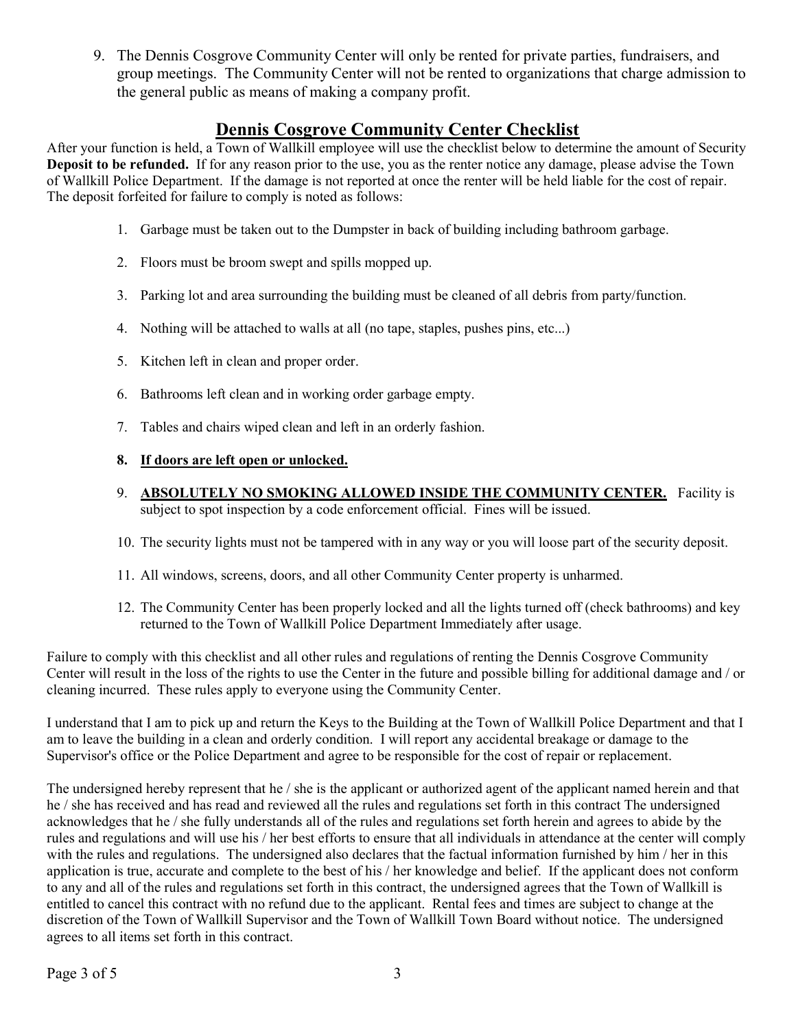9. The Dennis Cosgrove Community Center will only be rented for private parties, fundraisers, and group meetings. The Community Center will not be rented to organizations that charge admission to the general public as means of making a company profit.

## Dennis Cosgrove Community Center Checklist

After your function is held, a Town of Wallkill employee will use the checklist below to determine the amount of Security **Deposit to be refunded.** If for any reason prior to the use, you as the renter notice any damage, please advise the Town of Wallkill Police Department. If the damage is not reported at once the renter will be held liable for the cost of repair. The deposit forfeited for failure to comply is noted as follows:

1. Garbage must be taken out to the Dumpster in back of building including bathroom garbage.
2. Floors must be broom swept and spills mopped up.
3. Parking lot and area surrounding the building must be cleaned of all debris from party/function.
4. Nothing will be attached to walls at all (no tape, staples, pushes pins, etc...)
5. Kitchen left in clean and proper order.
6. Bathrooms left clean and in working order garbage empty.
7. Tables and chairs wiped clean and left in an orderly fashion.
8. **<u>If doors are left open or unlocked.</u>**
9. **<u>ABSOLUTELY NO SMOKING ALLOWED INSIDE THE COMMUNITY CENTER.</u>** Facility is subject to spot inspection by a code enforcement official. Fines will be issued.
10. The security lights must not be tampered with in any way or you will loose part of the security deposit.
11. All windows, screens, doors, and all other Community Center property is unharmed.
12. The Community Center has been properly locked and all the lights turned off (check bathrooms) and key returned to the Town of Wallkill Police Department Immediately after usage.

Failure to comply with this checklist and all other rules and regulations of renting the Dennis Cosgrove Community Center will result in the loss of the rights to use the Center in the future and possible billing for additional damage and / or cleaning incurred. These rules apply to everyone using the Community Center.

I understand that I am to pick up and return the Keys to the Building at the Town of Wallkill Police Department and that I am to leave the building in a clean and orderly condition. I will report any accidental breakage or damage to the Supervisor's office or the Police Department and agree to be responsible for the cost of repair or replacement.

The undersigned hereby represent that he / she is the applicant or authorized agent of the applicant named herein and that he / she has received and has read and reviewed all the rules and regulations set forth in this contract The undersigned acknowledges that he / she fully understands all of the rules and regulations set forth herein and agrees to abide by the rules and regulations and will use his / her best efforts to ensure that all individuals in attendance at the center will comply with the rules and regulations. The undersigned also declares that the factual information furnished by him / her in this application is true, accurate and complete to the best of his / her knowledge and belief. If the applicant does not conform to any and all of the rules and regulations set forth in this contract, the undersigned agrees that the Town of Wallkill is entitled to cancel this contract with no refund due to the applicant. Rental fees and times are subject to change at the discretion of the Town of Wallkill Supervisor and the Town of Wallkill Town Board without notice. The undersigned agrees to all items set forth in this contract.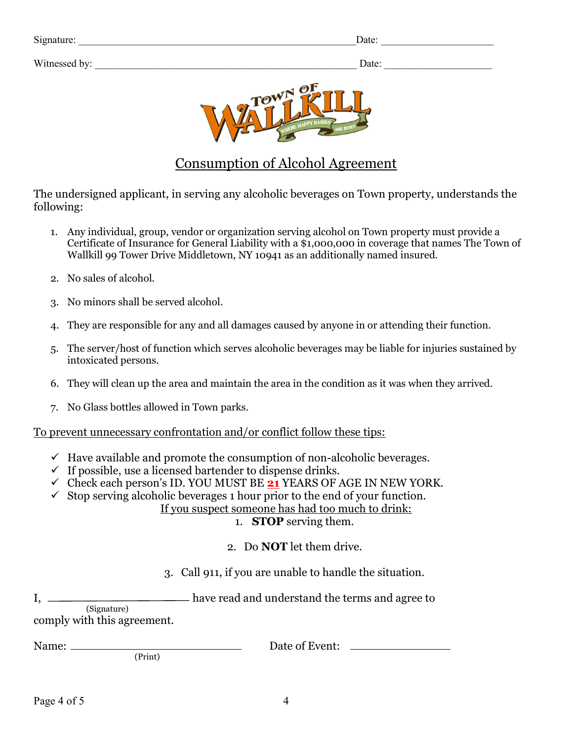Signature: ____________________________________________________ Date: _____________________

Witnessed by: ________________________________________________ Date: ____________________

## Consumption of Alcohol Agreement

The undersigned applicant, in serving any alcoholic beverages on Town property, understands the following:

1. Any individual, group, vendor or organization serving alcohol on Town property must provide a Certificate of Insurance for General Liability with a $1,000,000 in coverage that names The Town of Wallkill 99 Tower Drive Middletown, NY 10941 as an additionally named insured.
2. No sales of alcohol.
3. No minors shall be served alcohol.
4. They are responsible for any and all damages caused by anyone in or attending their function.
5. The server/host of function which serves alcoholic beverages may be liable for injuries sustained by intoxicated persons.
6. They will clean up the area and maintain the area in the condition as it was when they arrived.
7. No Glass bottles allowed in Town parks.

To prevent unnecessary confrontation and/or conflict follow these tips:

- ✓ Have available and promote the consumption of non-alcoholic beverages.
- ✓ If possible, use a licensed bartender to dispense drinks.
- ✓ Check each person's ID. YOU MUST BE **21** YEARS OF AGE IN NEW YORK.
- ✓ Stop serving alcoholic beverages 1 hour prior to the end of your function.

If you suspect someone has had too much to drink:

1. **STOP** serving them.
2. Do **NOT** let them drive.
3. Call 911, if you are unable to handle the situation.

I, ______________________ have read and understand the terms and agree to
(Signature)
comply with this agreement.

Name: ____________________________ Date of Event: ________________
(Print)